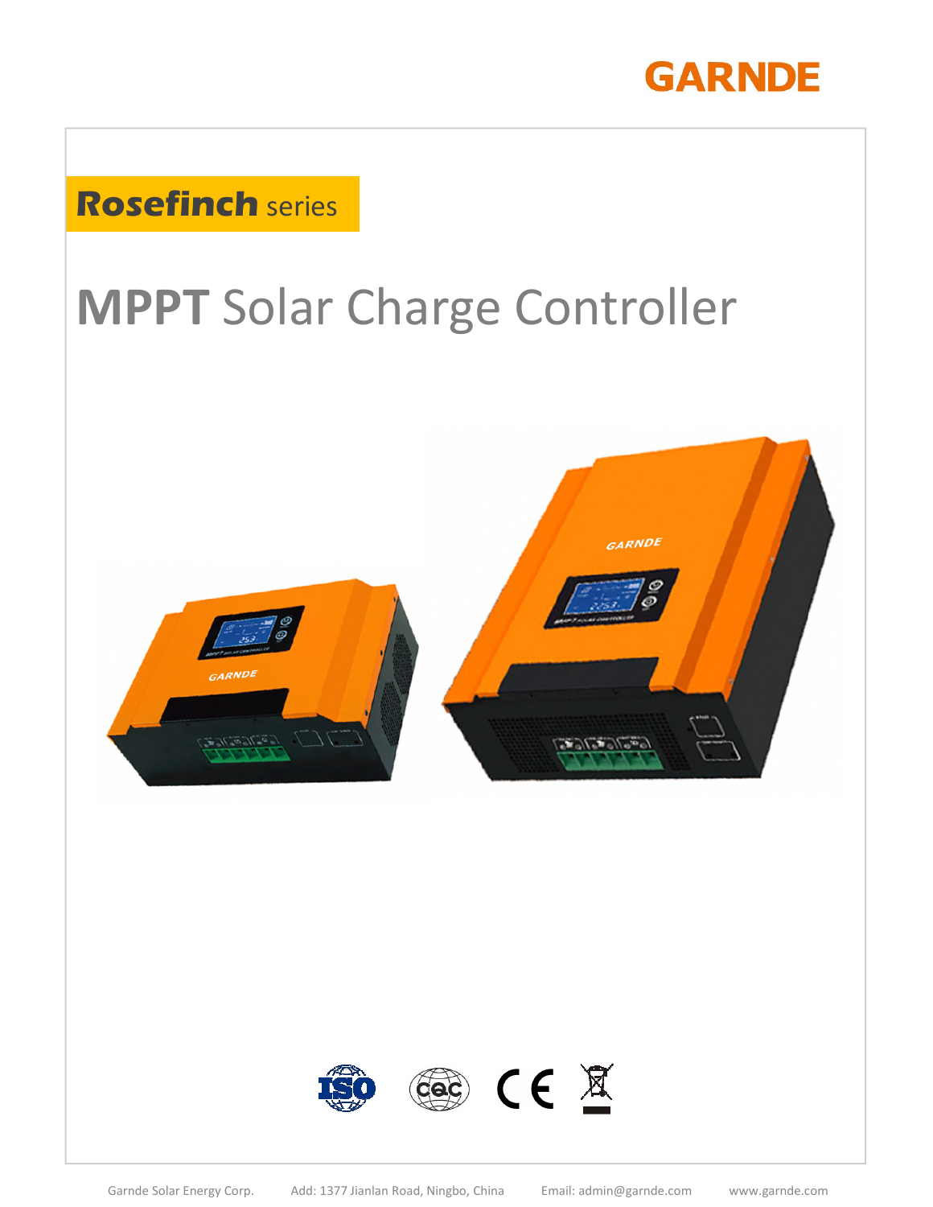GARNDE

**Rosefinch** series

# **MPPT** Solar Charge Controller

Garnde Solar Energy Corp. Add: 1377 Jianlan Road, Ningbo, China Email: admin@garnde.com www.garnde.com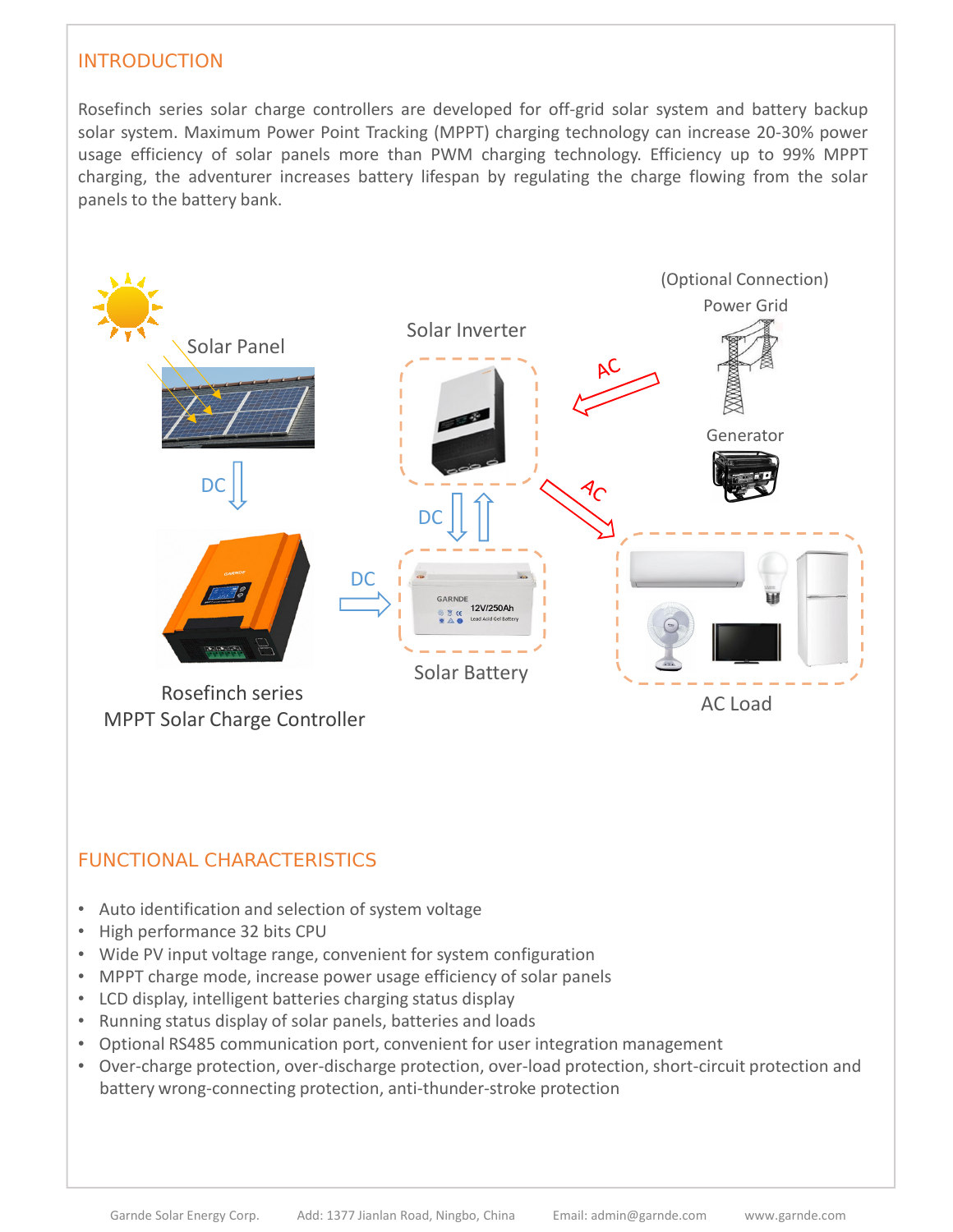## INTRODUCTION

Rosefinch series solar charge controllers are developed for off-grid solar system and battery backup solar system. Maximum Power Point Tracking (MPPT) charging technology can increase 20-30% power usage efficiency of solar panels more than PWM charging technology. Efficiency up to 99% MPPT charging, the adventurer increases battery lifespan by regulating the charge flowing from the solar panels to the battery bank.

Solar Panel

DC

Rosefinch series
MPPT Solar Charge Controller

DC

Solar Inverter

DC

Solar Battery

(Optional Connection)
Power Grid

Generator

AC

AC

AC Load

## FUNCTIONAL CHARACTERISTICS

- Auto identification and selection of system voltage
- High performance 32 bits CPU
- Wide PV input voltage range, convenient for system configuration
- MPPT charge mode, increase power usage efficiency of solar panels
- LCD display, intelligent batteries charging status display
- Running status display of solar panels, batteries and loads
- Optional RS485 communication port, convenient for user integration management
- Over-charge protection, over-discharge protection, over-load protection, short-circuit protection and battery wrong-connecting protection, anti-thunder-stroke protection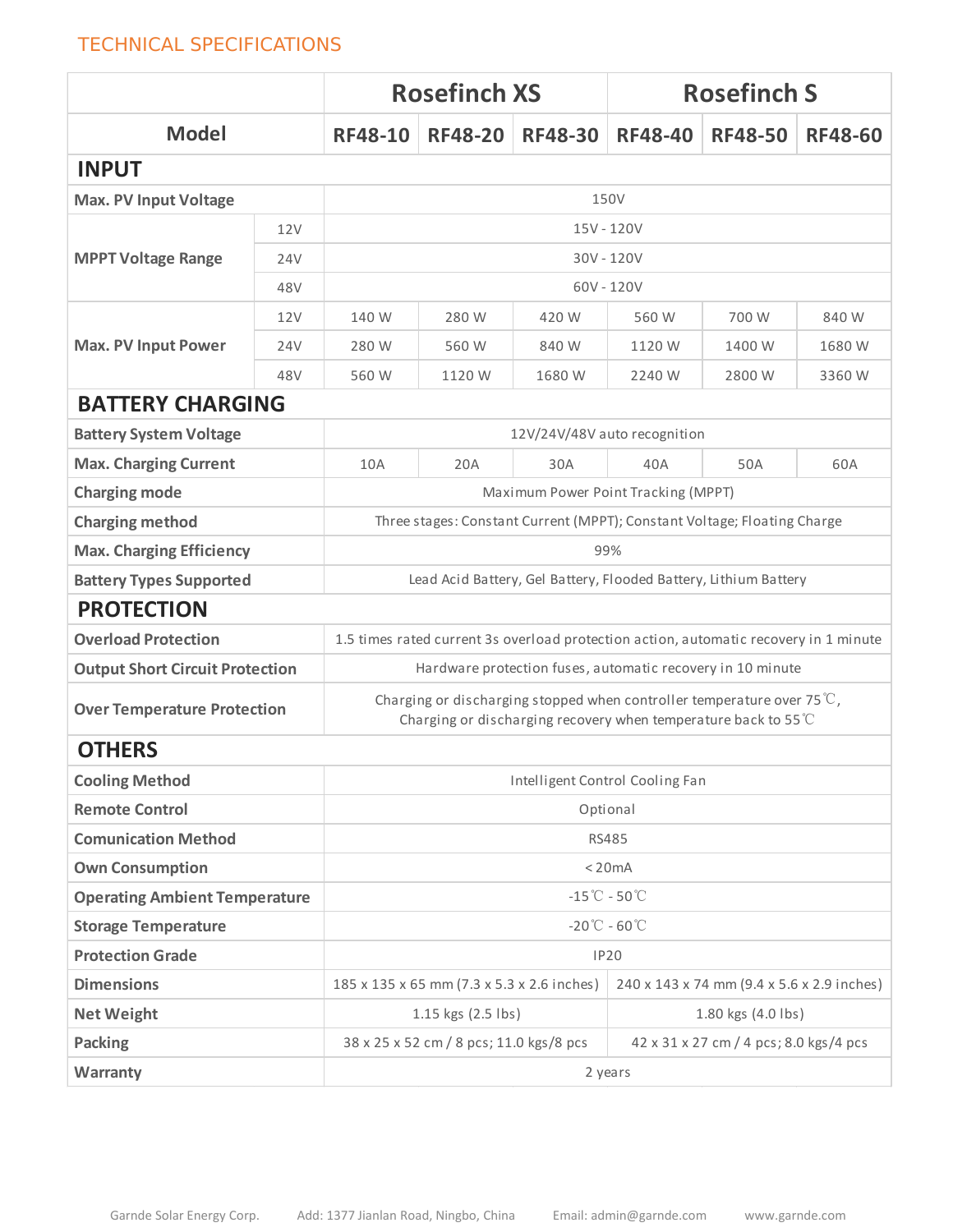## TECHNICAL SPECIFICATIONS

| | | Rosefinch XS | | | Rosefinch S | | |
|---|---|---|---|---|---|---|---|
| **Model** | | **RF48-10** | **RF48-20** | **RF48-30** | **RF48-40** | **RF48-50** | **RF48-60** |
| **INPUT** | | | | | | | |
| **Max. PV Input Voltage** | | 150V | | | | | |
| **MPPT Voltage Range** | 12V | 15V - 120V | | | | | |
| | 24V | 30V - 120V | | | | | |
| | 48V | 60V - 120V | | | | | |
| **Max. PV Input Power** | 12V | 140 W | 280 W | 420 W | 560 W | 700 W | 840 W |
| | 24V | 280 W | 560 W | 840 W | 1120 W | 1400 W | 1680 W |
| | 48V | 560 W | 1120 W | 1680 W | 2240 W | 2800 W | 3360 W |
| **BATTERY CHARGING** | | | | | | | |
| **Battery System Voltage** | | 12V/24V/48V auto recognition | | | | | |
| **Max. Charging Current** | | 10A | 20A | 30A | 40A | 50A | 60A |
| **Charging mode** | | Maximum Power Point Tracking (MPPT) | | | | | |
| **Charging method** | | Three stages: Constant Current (MPPT); Constant Voltage; Floating Charge | | | | | |
| **Max. Charging Efficiency** | | 99% | | | | | |
| **Battery Types Supported** | | Lead Acid Battery, Gel Battery, Flooded Battery, Lithium Battery | | | | | |
| **PROTECTION** | | | | | | | |
| **Overload Protection** | | 1.5 times rated current 3s overload protection action, automatic recovery in 1 minute | | | | | |
| **Output Short Circuit Protection** | | Hardware protection fuses, automatic recovery in 10 minute | | | | | |
| **Over Temperature Protection** | | Charging or discharging stopped when controller temperature over 75℃, Charging or discharging recovery when temperature back to 55℃ | | | | | |
| **OTHERS** | | | | | | | |
| **Cooling Method** | | Intelligent Control Cooling Fan | | | | | |
| **Remote Control** | | Optional | | | | | |
| **Comunication Method** | | RS485 | | | | | |
| **Own Consumption** | | < 20mA | | | | | |
| **Operating Ambient Temperature** | | -15℃ - 50℃ | | | | | |
| **Storage Temperature** | | -20℃ - 60℃ | | | | | |
| **Protection Grade** | | IP20 | | | | | |
| **Dimensions** | | 185 x 135 x 65 mm (7.3 x 5.3 x 2.6 inches) | | | 240 x 143 x 74 mm (9.4 x 5.6 x 2.9 inches) | | |
| **Net Weight** | | 1.15 kgs (2.5 lbs) | | | 1.80 kgs (4.0 lbs) | | |
| **Packing** | | 38 x 25 x 52 cm / 8 pcs; 11.0 kgs/8 pcs | | | 42 x 31 x 27 cm / 4 pcs; 8.0 kgs/4 pcs | | |
| **Warranty** | | 2 years | | | | | |

Garnde Solar Energy Corp. Add: 1377 Jianlan Road, Ningbo, China Email: admin@garnde.com www.garnde.com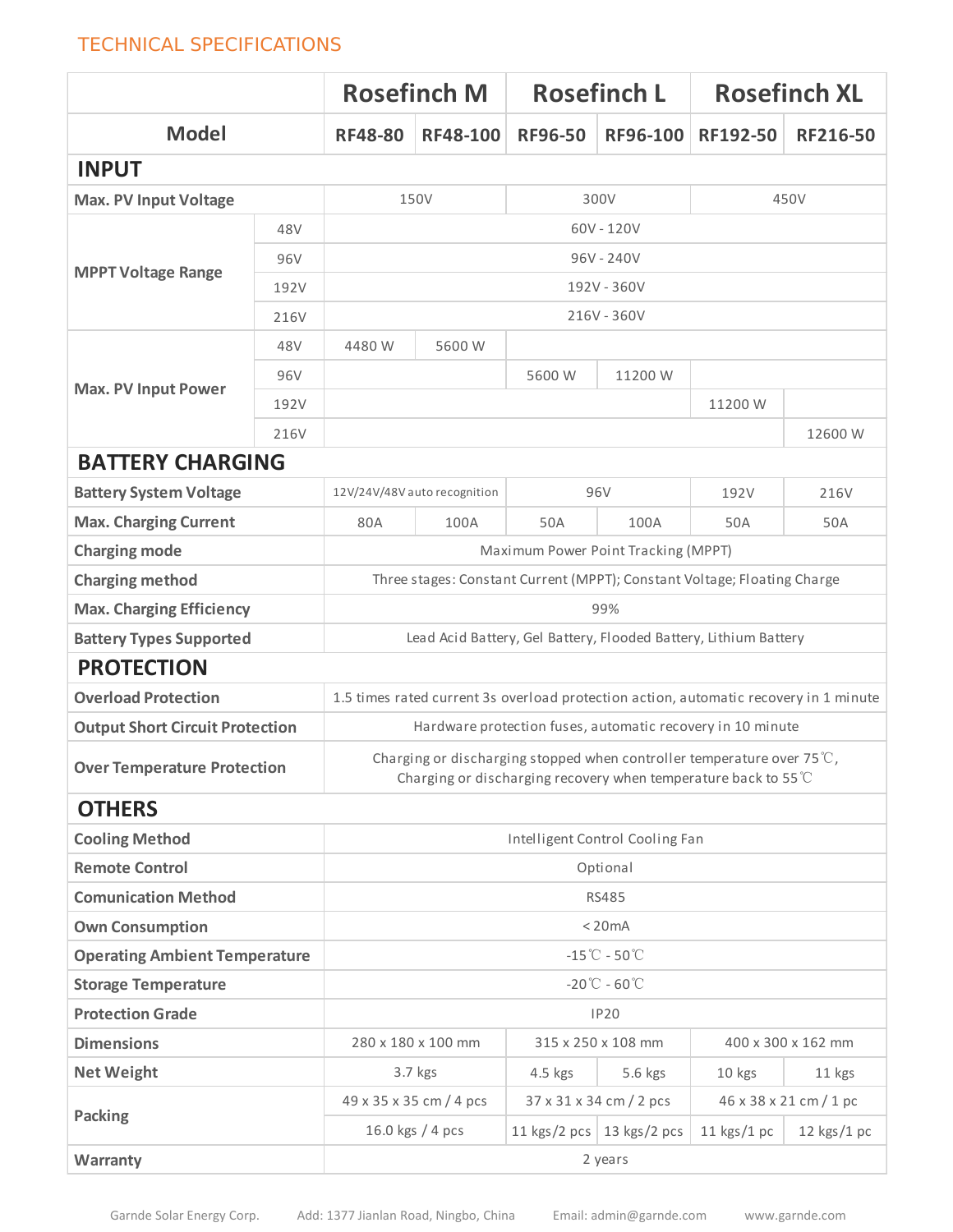## TECHNICAL SPECIFICATIONS

| | | Rosefinch M | | Rosefinch L | | Rosefinch XL | |
|---|---|---|---|---|---|---|---|
| **Model** | | **RF48-80** | **RF48-100** | **RF96-50** | **RF96-100** | **RF192-50** | **RF216-50** |
| **INPUT** | | | | | | | |
| **Max. PV Input Voltage** | | 150V | | 300V | | 450V | |
| **MPPT Voltage Range** | 48V | 60V - 120V | | | | | |
| | 96V | 96V - 240V | | | | | |
| | 192V | 192V - 360V | | | | | |
| | 216V | 216V - 360V | | | | | |
| **Max. PV Input Power** | 48V | 4480 W | 5600 W | | | | |
| | 96V | | | 5600 W | 11200 W | | |
| | 192V | | | | | 11200 W | |
| | 216V | | | | | | 12600 W |
| **BATTERY CHARGING** | | | | | | | |
| **Battery System Voltage** | | 12V/24V/48V auto recognition | | 96V | | 192V | 216V |
| **Max. Charging Current** | | 80A | 100A | 50A | 100A | 50A | 50A |
| **Charging mode** | | Maximum Power Point Tracking (MPPT) | | | | | |
| **Charging method** | | Three stages: Constant Current (MPPT); Constant Voltage; Floating Charge | | | | | |
| **Max. Charging Efficiency** | | 99% | | | | | |
| **Battery Types Supported** | | Lead Acid Battery, Gel Battery, Flooded Battery, Lithium Battery | | | | | |
| **PROTECTION** | | | | | | | |
| **Overload Protection** | | 1.5 times rated current 3s overload protection action, automatic recovery in 1 minute | | | | | |
| **Output Short Circuit Protection** | | Hardware protection fuses, automatic recovery in 10 minute | | | | | |
| **Over Temperature Protection** | | Charging or discharging stopped when controller temperature over 75℃, Charging or discharging recovery when temperature back to 55℃ | | | | | |
| **OTHERS** | | | | | | | |
| **Cooling Method** | | Intelligent Control Cooling Fan | | | | | |
| **Remote Control** | | Optional | | | | | |
| **Comunication Method** | | RS485 | | | | | |
| **Own Consumption** | | < 20mA | | | | | |
| **Operating Ambient Temperature** | | -15℃ - 50℃ | | | | | |
| **Storage Temperature** | | -20℃ - 60℃ | | | | | |
| **Protection Grade** | | IP20 | | | | | |
| **Dimensions** | | 280 x 180 x 100 mm | | 315 x 250 x 108 mm | | 400 x 300 x 162 mm | |
| **Net Weight** | | 3.7 kgs | | 4.5 kgs | 5.6 kgs | 10 kgs | 11 kgs |
| **Packing** | | 49 x 35 x 35 cm / 4 pcs | | 37 x 31 x 34 cm / 2 pcs | | 46 x 38 x 21 cm / 1 pc | |
| | | 16.0 kgs / 4 pcs | | 11 kgs/2 pcs | 13 kgs/2 pcs | 11 kgs/1 pc | 12 kgs/1 pc |
| **Warranty** | | 2 years | | | | | |

Garnde Solar Energy Corp. Add: 1377 Jianlan Road, Ningbo, China Email: admin@garnde.com www.garnde.com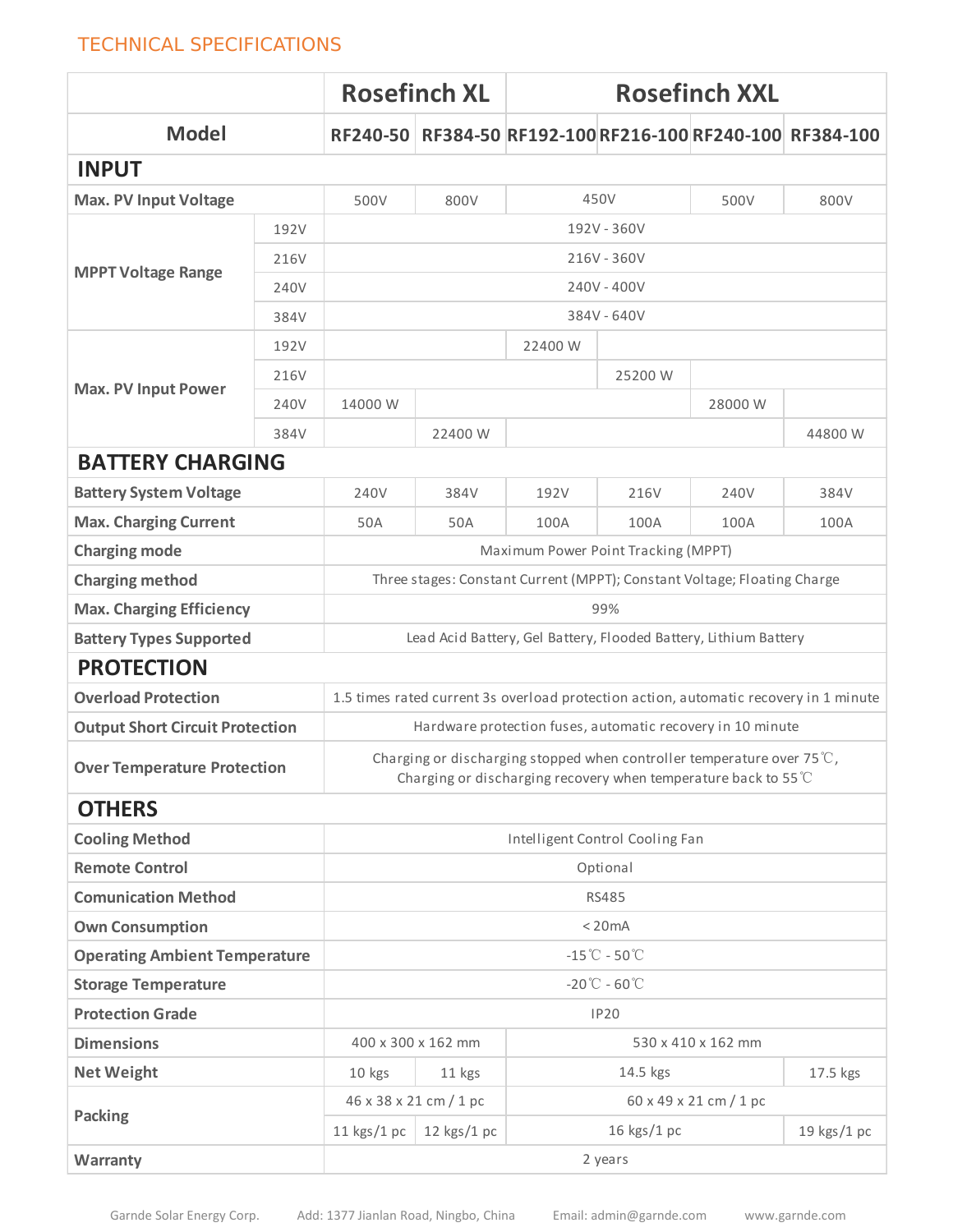## TECHNICAL SPECIFICATIONS

| Model | | Rosefinch XL RF240-50 | Rosefinch XL RF384-50 | Rosefinch XXL RF192-100 | Rosefinch XXL RF216-100 | Rosefinch XXL RF240-100 | Rosefinch XXL RF384-100 |
|---|---|---|---|---|---|---|---|
| **INPUT** | | | | | | | |
| Max. PV Input Voltage | | 500V | 800V | 450V | 450V | 500V | 800V |
| MPPT Voltage Range | 192V | 192V - 360V | | | | | |
| | 216V | 216V - 360V | | | | | |
| | 240V | 240V - 400V | | | | | |
| | 384V | 384V - 640V | | | | | |
| Max. PV Input Power | 192V | | | 22400 W | | | |
| | 216V | | | | 25200 W | | |
| | 240V | 14000 W | | | | 28000 W | |
| | 384V | | 22400 W | | | | 44800 W |
| **BATTERY CHARGING** | | | | | | | |
| Battery System Voltage | | 240V | 384V | 192V | 216V | 240V | 384V |
| Max. Charging Current | | 50A | 50A | 100A | 100A | 100A | 100A |
| Charging mode | | Maximum Power Point Tracking (MPPT) | | | | | |
| Charging method | | Three stages: Constant Current (MPPT); Constant Voltage; Floating Charge | | | | | |
| Max. Charging Efficiency | | 99% | | | | | |
| Battery Types Supported | | Lead Acid Battery, Gel Battery, Flooded Battery, Lithium Battery | | | | | |
| **PROTECTION** | | | | | | | |
| Overload Protection | | 1.5 times rated current 3s overload protection action, automatic recovery in 1 minute | | | | | |
| Output Short Circuit Protection | | Hardware protection fuses, automatic recovery in 10 minute | | | | | |
| Over Temperature Protection | | Charging or discharging stopped when controller temperature over 75℃, Charging or discharging recovery when temperature back to 55℃ | | | | | |
| **OTHERS** | | | | | | | |
| Cooling Method | | Intelligent Control Cooling Fan | | | | | |
| Remote Control | | Optional | | | | | |
| Comunication Method | | RS485 | | | | | |
| Own Consumption | | < 20mA | | | | | |
| Operating Ambient Temperature | | -15℃ - 50℃ | | | | | |
| Storage Temperature | | -20℃ - 60℃ | | | | | |
| Protection Grade | | IP20 | | | | | |
| Dimensions | | 400 x 300 x 162 mm | | 530 x 410 x 162 mm | | | |
| Net Weight | | 10 kgs | 11 kgs | 14.5 kgs | | | 17.5 kgs |
| Packing | | 46 x 38 x 21 cm / 1 pc | | 60 x 49 x 21 cm / 1 pc | | | |
| | | 11 kgs/1 pc | 12 kgs/1 pc | 16 kgs/1 pc | | | 19 kgs/1 pc |
| Warranty | | 2 years | | | | | |

Garnde Solar Energy Corp. Add: 1377 Jianlan Road, Ningbo, China Email: admin@garnde.com www.garnde.com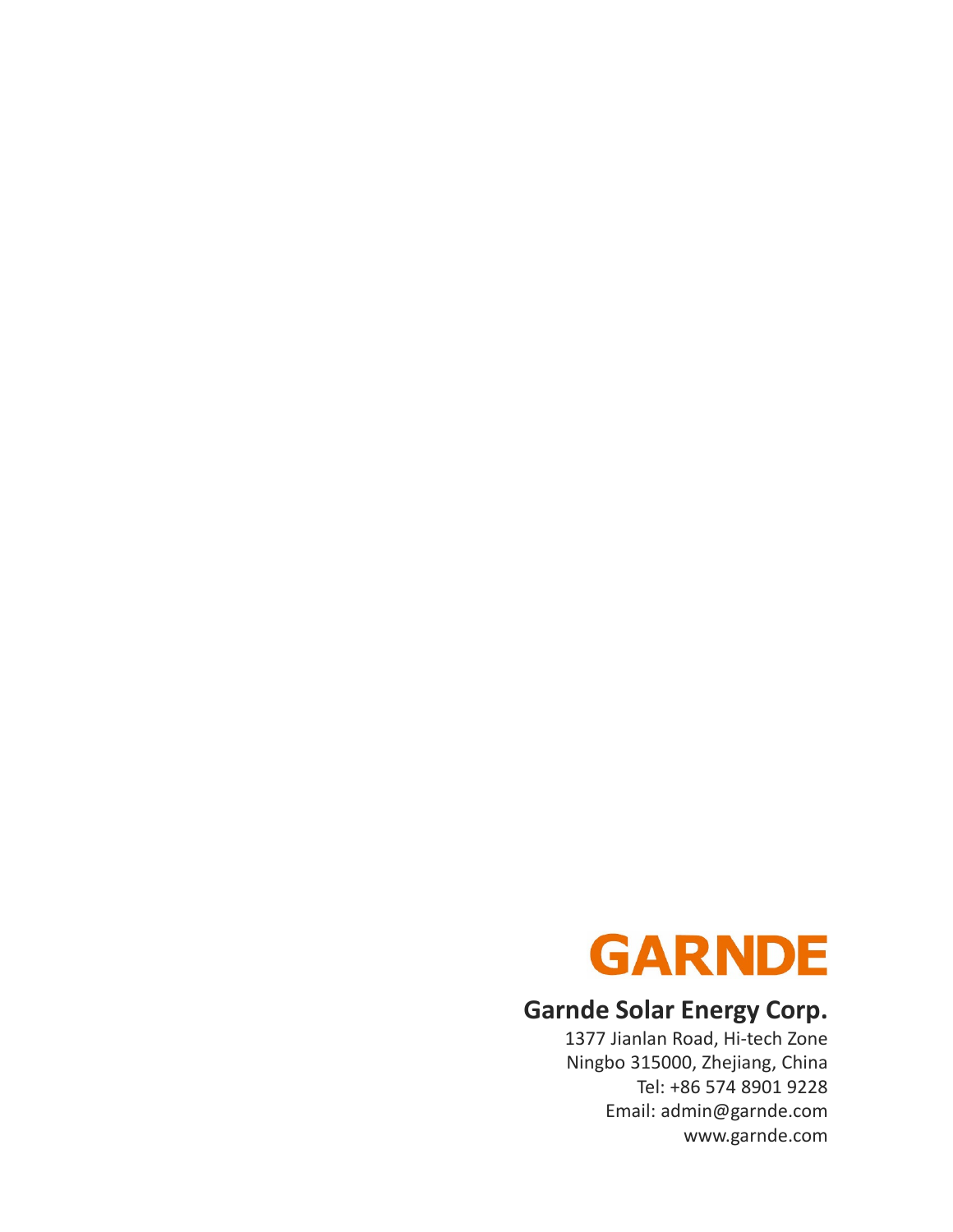GARNDE

**Garnde Solar Energy Corp.**

1377 Jianlan Road, Hi-tech Zone
Ningbo 315000, Zhejiang, China
Tel: +86 574 8901 9228
Email: admin@garnde.com
www.garnde.com